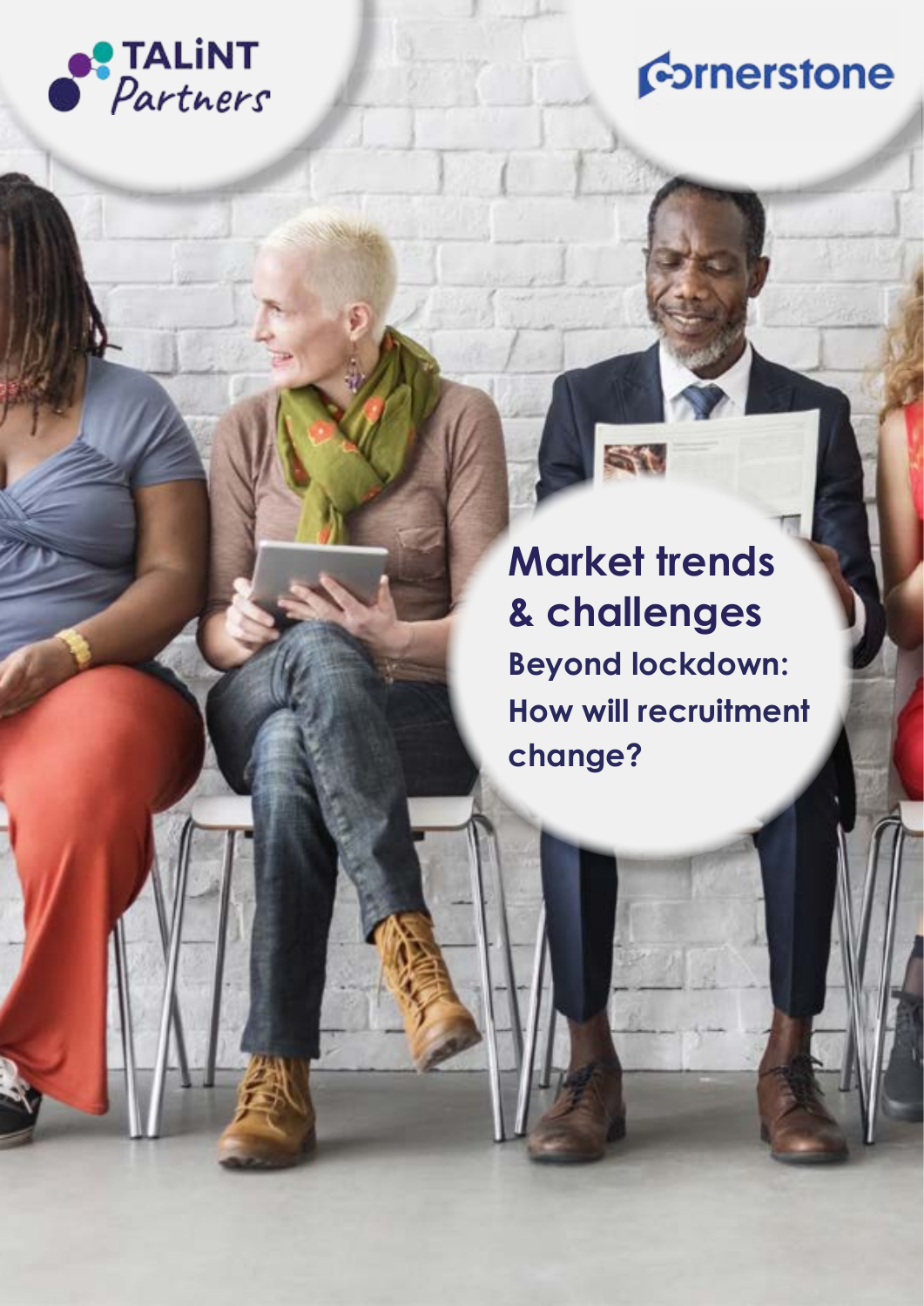TALiNT Partners

Cornerstone

# Market trends & challenges

## Beyond lockdown: How will recruitment change?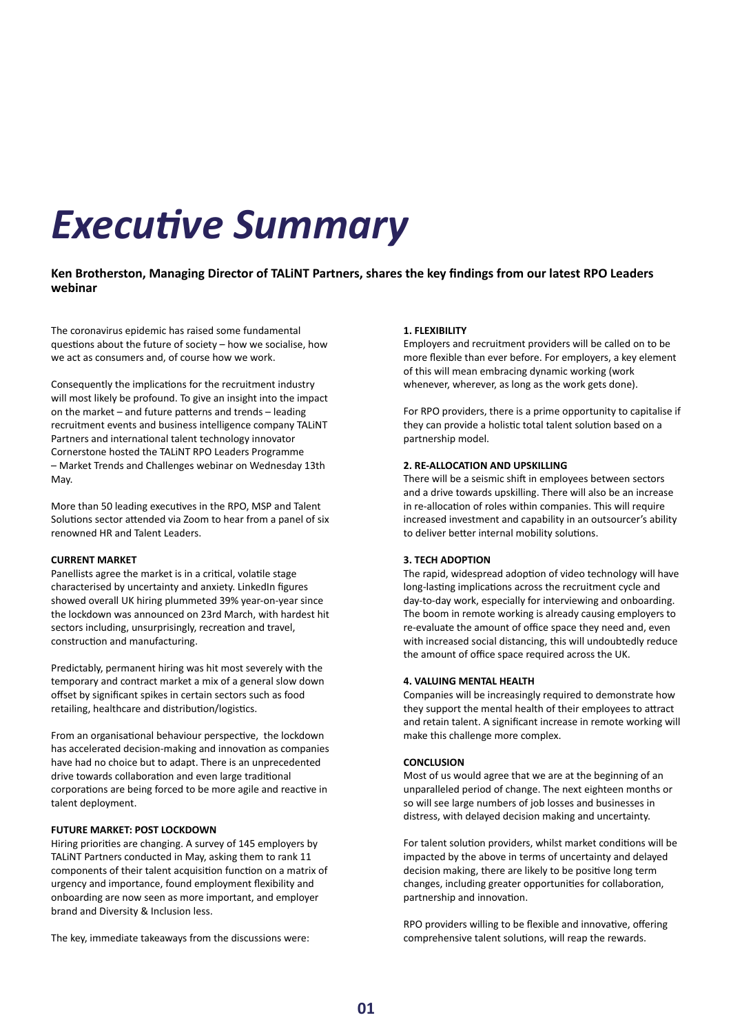# *Executive Summary*

**Ken Brotherston, Managing Director of TALiNT Partners, shares the key findings from our latest RPO Leaders webinar**

The coronavirus epidemic has raised some fundamental questions about the future of society – how we socialise, how we act as consumers and, of course how we work.

Consequently the implications for the recruitment industry will most likely be profound. To give an insight into the impact on the market – and future patterns and trends – leading recruitment events and business intelligence company TALiNT Partners and international talent technology innovator Cornerstone hosted the TALiNT RPO Leaders Programme – Market Trends and Challenges webinar on Wednesday 13th May.

More than 50 leading executives in the RPO, MSP and Talent Solutions sector attended via Zoom to hear from a panel of six renowned HR and Talent Leaders.

**CURRENT MARKET**

Panellists agree the market is in a critical, volatile stage characterised by uncertainty and anxiety. LinkedIn figures showed overall UK hiring plummeted 39% year-on-year since the lockdown was announced on 23rd March, with hardest hit sectors including, unsurprisingly, recreation and travel, construction and manufacturing.

Predictably, permanent hiring was hit most severely with the temporary and contract market a mix of a general slow down offset by significant spikes in certain sectors such as food retailing, healthcare and distribution/logistics.

From an organisational behaviour perspective, the lockdown has accelerated decision-making and innovation as companies have had no choice but to adapt. There is an unprecedented drive towards collaboration and even large traditional corporations are being forced to be more agile and reactive in talent deployment.

**FUTURE MARKET: POST LOCKDOWN**

Hiring priorities are changing. A survey of 145 employers by TALiNT Partners conducted in May, asking them to rank 11 components of their talent acquisition function on a matrix of urgency and importance, found employment flexibility and onboarding are now seen as more important, and employer brand and Diversity & Inclusion less.

The key, immediate takeaways from the discussions were:

**1. FLEXIBILITY**

Employers and recruitment providers will be called on to be more flexible than ever before. For employers, a key element of this will mean embracing dynamic working (work whenever, wherever, as long as the work gets done).

For RPO providers, there is a prime opportunity to capitalise if they can provide a holistic total talent solution based on a partnership model.

**2. RE-ALLOCATION AND UPSKILLING**

There will be a seismic shift in employees between sectors and a drive towards upskilling. There will also be an increase in re-allocation of roles within companies. This will require increased investment and capability in an outsourcer's ability to deliver better internal mobility solutions.

**3. TECH ADOPTION**

The rapid, widespread adoption of video technology will have long-lasting implications across the recruitment cycle and day-to-day work, especially for interviewing and onboarding. The boom in remote working is already causing employers to re-evaluate the amount of office space they need and, even with increased social distancing, this will undoubtedly reduce the amount of office space required across the UK.

**4. VALUING MENTAL HEALTH**

Companies will be increasingly required to demonstrate how they support the mental health of their employees to attract and retain talent. A significant increase in remote working will make this challenge more complex.

**CONCLUSION**

Most of us would agree that we are at the beginning of an unparalleled period of change. The next eighteen months or so will see large numbers of job losses and businesses in distress, with delayed decision making and uncertainty.

For talent solution providers, whilst market conditions will be impacted by the above in terms of uncertainty and delayed decision making, there are likely to be positive long term changes, including greater opportunities for collaboration, partnership and innovation.

RPO providers willing to be flexible and innovative, offering comprehensive talent solutions, will reap the rewards.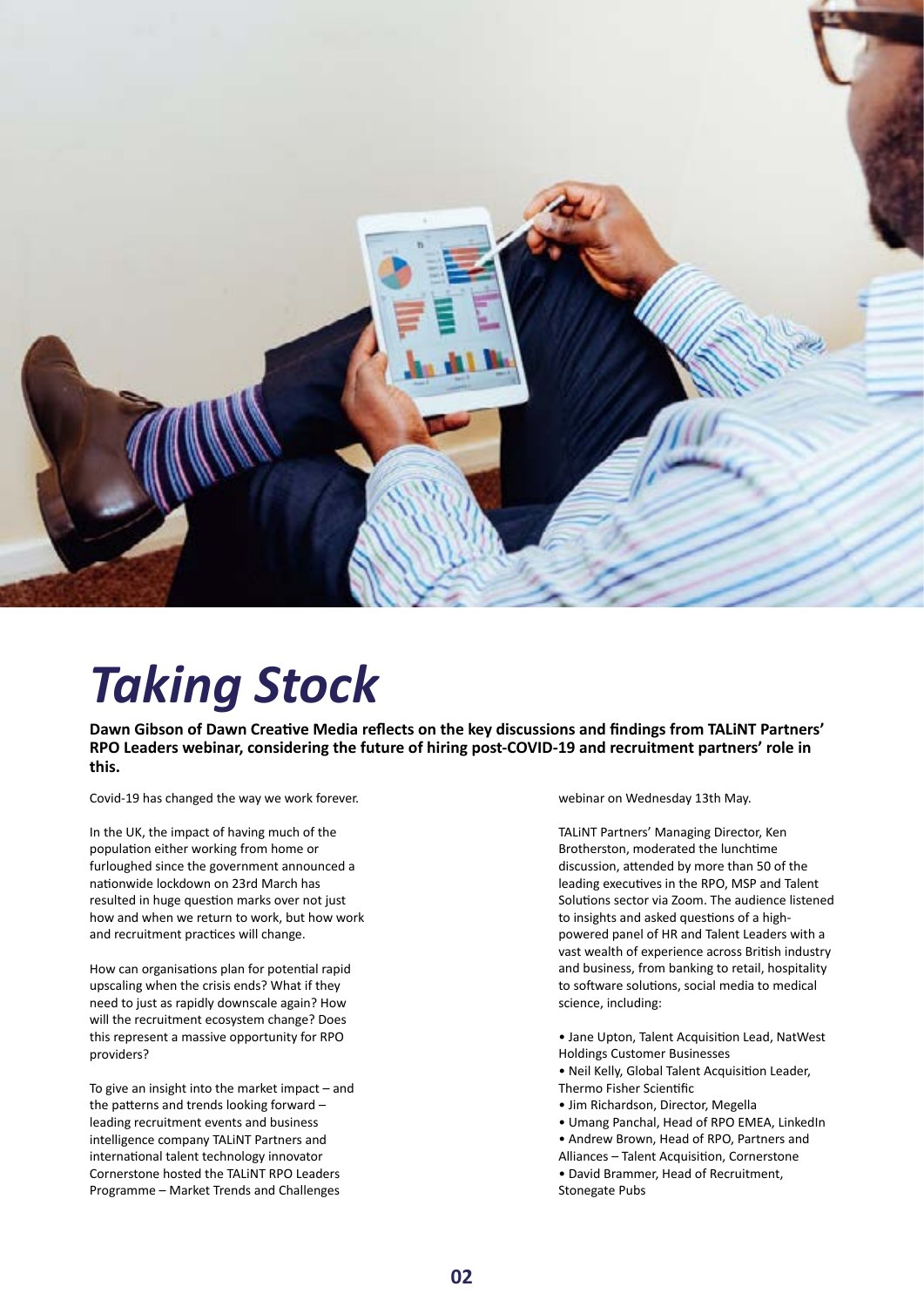# *Taking Stock*

**Dawn Gibson of Dawn Creative Media reflects on the key discussions and findings from TALiNT Partners' RPO Leaders webinar, considering the future of hiring post-COVID-19 and recruitment partners' role in this.**

Covid-19 has changed the way we work forever.

In the UK, the impact of having much of the population either working from home or furloughed since the government announced a nationwide lockdown on 23rd March has resulted in huge question marks over not just how and when we return to work, but how work and recruitment practices will change.

How can organisations plan for potential rapid upscaling when the crisis ends? What if they need to just as rapidly downscale again? How will the recruitment ecosystem change? Does this represent a massive opportunity for RPO providers?

To give an insight into the market impact – and the patterns and trends looking forward – leading recruitment events and business intelligence company TALiNT Partners and international talent technology innovator Cornerstone hosted the TALiNT RPO Leaders Programme – Market Trends and Challenges webinar on Wednesday 13th May.

TALiNT Partners' Managing Director, Ken Brotherston, moderated the lunchtime discussion, attended by more than 50 of the leading executives in the RPO, MSP and Talent Solutions sector via Zoom. The audience listened to insights and asked questions of a high-powered panel of HR and Talent Leaders with a vast wealth of experience across British industry and business, from banking to retail, hospitality to software solutions, social media to medical science, including:

- Jane Upton, Talent Acquisition Lead, NatWest Holdings Customer Businesses
- Neil Kelly, Global Talent Acquisition Leader, Thermo Fisher Scientific
- Jim Richardson, Director, Megella
- Umang Panchal, Head of RPO EMEA, LinkedIn
- Andrew Brown, Head of RPO, Partners and Alliances – Talent Acquisition, Cornerstone
- David Brammer, Head of Recruitment, Stonegate Pubs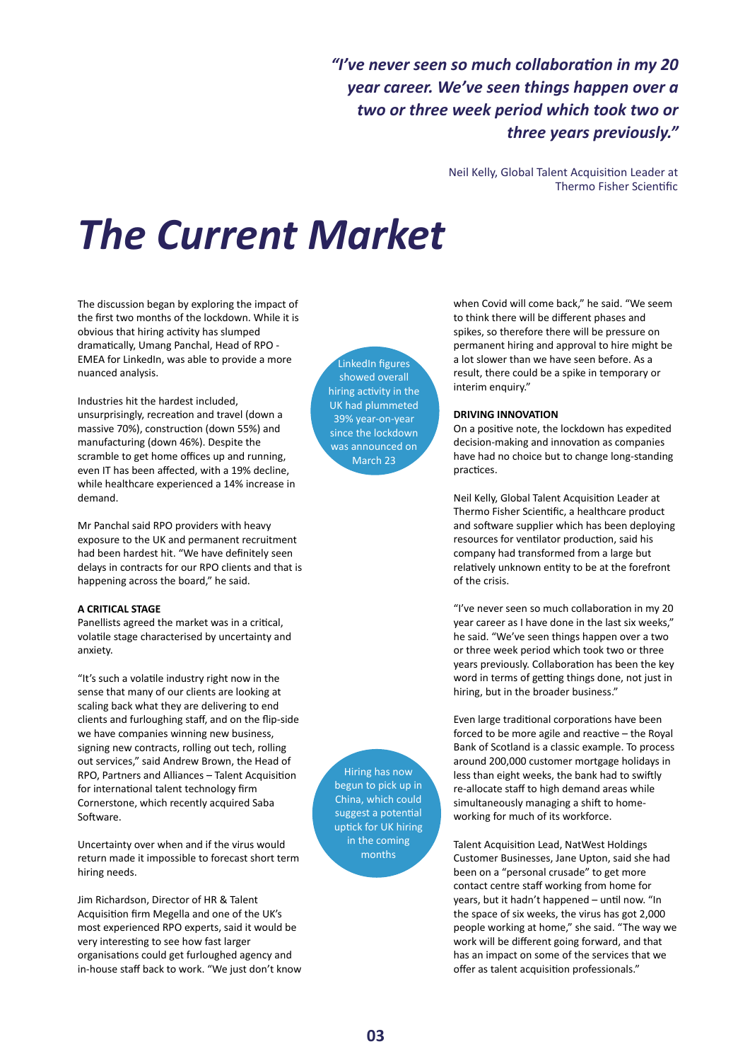> ***"I've never seen so much collaboration in my 20 year career. We've seen things happen over a two or three week period which took two or three years previously."***
>
> Neil Kelly, Global Talent Acquisition Leader at Thermo Fisher Scientific

# *The Current Market*

The discussion began by exploring the impact of the first two months of the lockdown. While it is obvious that hiring activity has slumped dramatically, Umang Panchal, Head of RPO - EMEA for LinkedIn, was able to provide a more nuanced analysis.

> LinkedIn figures showed overall hiring activity in the UK had plummeted 39% year-on-year since the lockdown was announced on March 23

Industries hit the hardest included, unsurprisingly, recreation and travel (down a massive 70%), construction (down 55%) and manufacturing (down 46%). Despite the scramble to get home offices up and running, even IT has been affected, with a 19% decline, while healthcare experienced a 14% increase in demand.

Mr Panchal said RPO providers with heavy exposure to the UK and permanent recruitment had been hardest hit. "We have definitely seen delays in contracts for our RPO clients and that is happening across the board," he said.

**A CRITICAL STAGE**

Panellists agreed the market was in a critical, volatile stage characterised by uncertainty and anxiety.

"It's such a volatile industry right now in the sense that many of our clients are looking at scaling back what they are delivering to end clients and furloughing staff, and on the flip-side we have companies winning new business, signing new contracts, rolling out tech, rolling out services," said Andrew Brown, the Head of RPO, Partners and Alliances – Talent Acquisition for international talent technology firm Cornerstone, which recently acquired Saba Software.

> Hiring has now begun to pick up in China, which could suggest a potential uptick for UK hiring in the coming months

Uncertainty over when and if the virus would return made it impossible to forecast short term hiring needs.

Jim Richardson, Director of HR & Talent Acquisition firm Megella and one of the UK's most experienced RPO experts, said it would be very interesting to see how fast larger organisations could get furloughed agency and in-house staff back to work. "We just don't know when Covid will come back," he said. "We seem to think there will be different phases and spikes, so therefore there will be pressure on permanent hiring and approval to hire might be a lot slower than we have seen before. As a result, there could be a spike in temporary or interim enquiry."

**DRIVING INNOVATION**

On a positive note, the lockdown has expedited decision-making and innovation as companies have had no choice but to change long-standing practices.

Neil Kelly, Global Talent Acquisition Leader at Thermo Fisher Scientific, a healthcare product and software supplier which has been deploying resources for ventilator production, said his company had transformed from a large but relatively unknown entity to be at the forefront of the crisis.

"I've never seen so much collaboration in my 20 year career as I have done in the last six weeks," he said. "We've seen things happen over a two or three week period which took two or three years previously. Collaboration has been the key word in terms of getting things done, not just in hiring, but in the broader business."

Even large traditional corporations have been forced to be more agile and reactive – the Royal Bank of Scotland is a classic example. To process around 200,000 customer mortgage holidays in less than eight weeks, the bank had to swiftly re-allocate staff to high demand areas while simultaneously managing a shift to home-working for much of its workforce.

Talent Acquisition Lead, NatWest Holdings Customer Businesses, Jane Upton, said she had been on a "personal crusade" to get more contact centre staff working from home for years, but it hadn't happened – until now. "In the space of six weeks, the virus has got 2,000 people working at home," she said. "The way we work will be different going forward, and that has an impact on some of the services that we offer as talent acquisition professionals."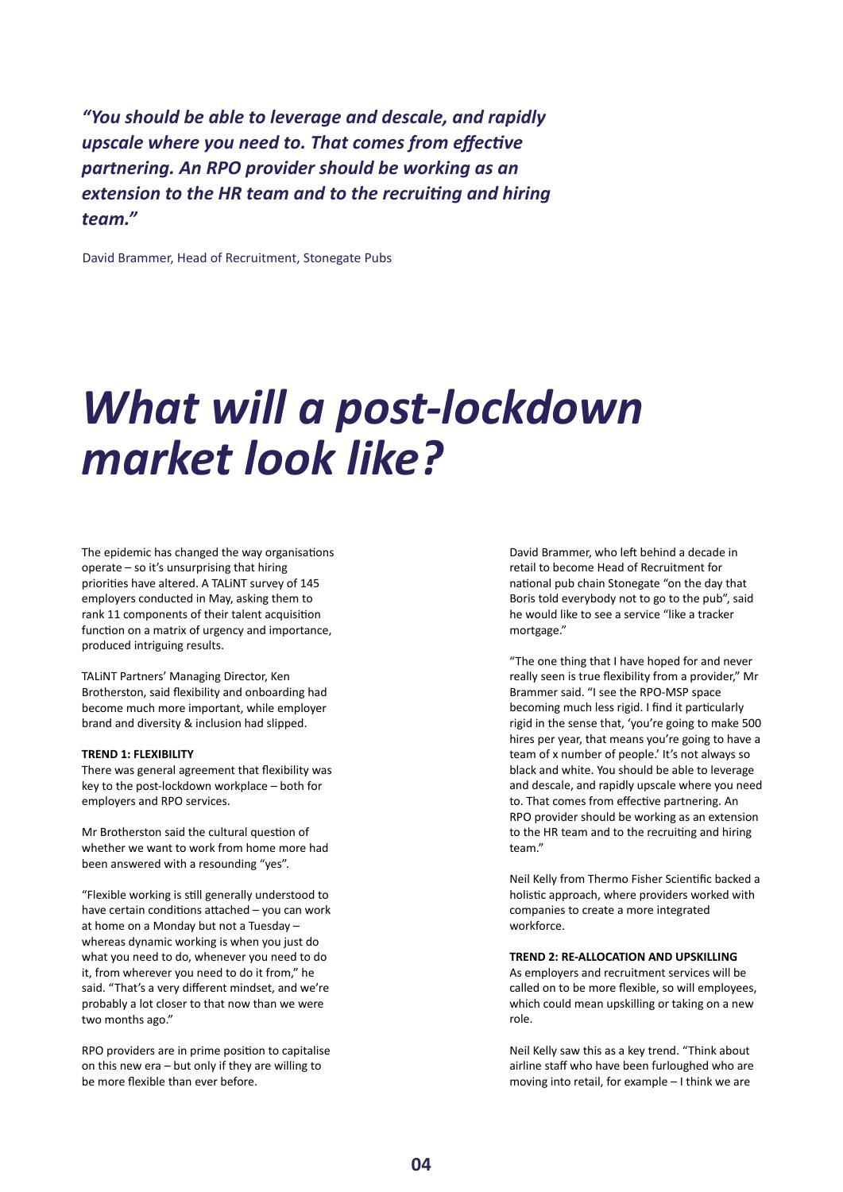*"You should be able to leverage and descale, and rapidly upscale where you need to. That comes from effective partnering. An RPO provider should be working as an extension to the HR team and to the recruiting and hiring team."*

David Brammer, Head of Recruitment, Stonegate Pubs

# *What will a post-lockdown market look like?*

The epidemic has changed the way organisations operate – so it's unsurprising that hiring priorities have altered. A TALiNT survey of 145 employers conducted in May, asking them to rank 11 components of their talent acquisition function on a matrix of urgency and importance, produced intriguing results.

TALiNT Partners' Managing Director, Ken Brotherston, said flexibility and onboarding had become much more important, while employer brand and diversity & inclusion had slipped.

**TREND 1: FLEXIBILITY**

There was general agreement that flexibility was key to the post-lockdown workplace – both for employers and RPO services.

Mr Brotherston said the cultural question of whether we want to work from home more had been answered with a resounding "yes".

"Flexible working is still generally understood to have certain conditions attached – you can work at home on a Monday but not a Tuesday – whereas dynamic working is when you just do what you need to do, whenever you need to do it, from wherever you need to do it from," he said. "That's a very different mindset, and we're probably a lot closer to that now than we were two months ago."

RPO providers are in prime position to capitalise on this new era – but only if they are willing to be more flexible than ever before.

David Brammer, who left behind a decade in retail to become Head of Recruitment for national pub chain Stonegate "on the day that Boris told everybody not to go to the pub", said he would like to see a service "like a tracker mortgage."

"The one thing that I have hoped for and never really seen is true flexibility from a provider," Mr Brammer said. "I see the RPO-MSP space becoming much less rigid. I find it particularly rigid in the sense that, 'you're going to make 500 hires per year, that means you're going to have a team of x number of people.' It's not always so black and white. You should be able to leverage and descale, and rapidly upscale where you need to. That comes from effective partnering. An RPO provider should be working as an extension to the HR team and to the recruiting and hiring team."

Neil Kelly from Thermo Fisher Scientific backed a holistic approach, where providers worked with companies to create a more integrated workforce.

**TREND 2: RE-ALLOCATION AND UPSKILLING**

As employers and recruitment services will be called on to be more flexible, so will employees, which could mean upskilling or taking on a new role.

Neil Kelly saw this as a key trend. "Think about airline staff who have been furloughed who are moving into retail, for example – I think we are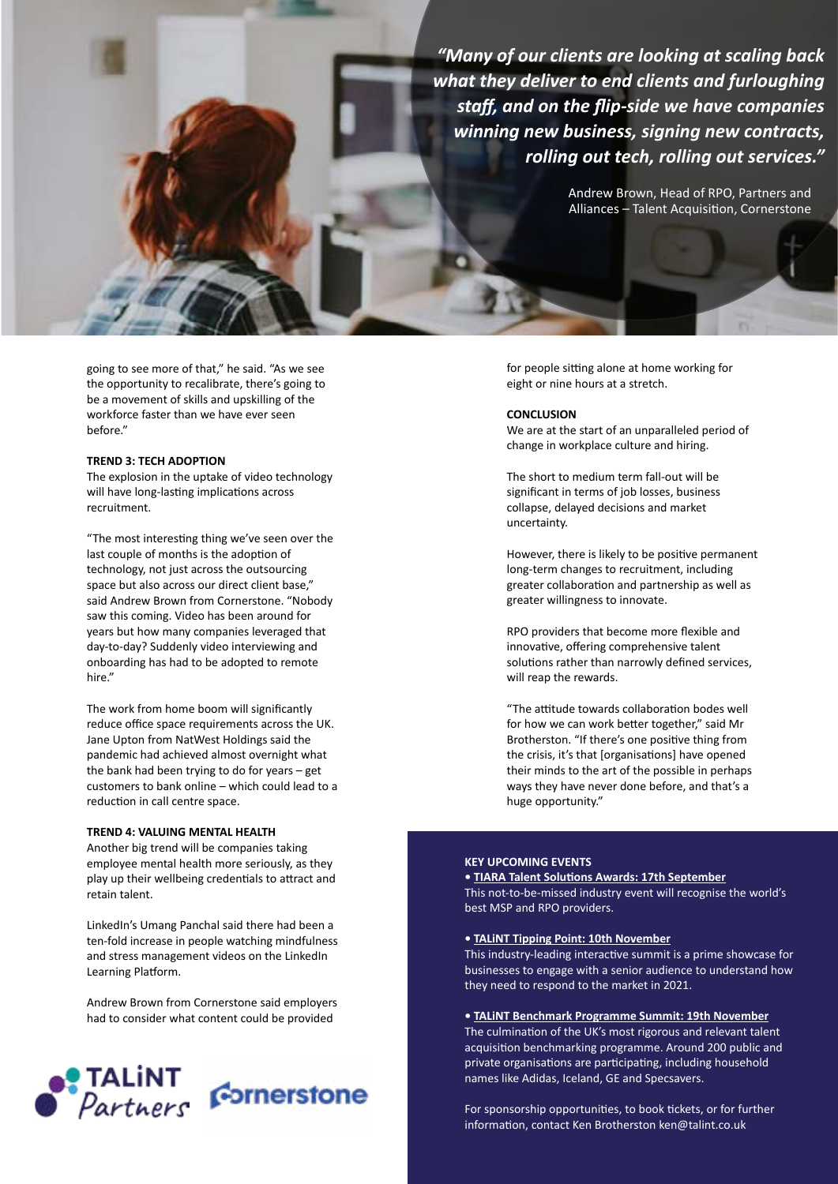*"Many of our clients are looking at scaling back what they deliver to end clients and furloughing staff, and on the flip-side we have companies winning new business, signing new contracts, rolling out tech, rolling out services."*

Andrew Brown, Head of RPO, Partners and Alliances – Talent Acquisition, Cornerstone

going to see more of that," he said. "As we see the opportunity to recalibrate, there's going to be a movement of skills and upskilling of the workforce faster than we have ever seen before."

**TREND 3: TECH ADOPTION**

The explosion in the uptake of video technology will have long-lasting implications across recruitment.

"The most interesting thing we've seen over the last couple of months is the adoption of technology, not just across the outsourcing space but also across our direct client base," said Andrew Brown from Cornerstone. "Nobody saw this coming. Video has been around for years but how many companies leveraged that day-to-day? Suddenly video interviewing and onboarding has had to be adopted to remote hire."

The work from home boom will significantly reduce office space requirements across the UK. Jane Upton from NatWest Holdings said the pandemic had achieved almost overnight what the bank had been trying to do for years – get customers to bank online – which could lead to a reduction in call centre space.

**TREND 4: VALUING MENTAL HEALTH**

Another big trend will be companies taking employee mental health more seriously, as they play up their wellbeing credentials to attract and retain talent.

LinkedIn's Umang Panchal said there had been a ten-fold increase in people watching mindfulness and stress management videos on the LinkedIn Learning Platform.

Andrew Brown from Cornerstone said employers had to consider what content could be provided for people sitting alone at home working for eight or nine hours at a stretch.

**CONCLUSION**

We are at the start of an unparalleled period of change in workplace culture and hiring.

The short to medium term fall-out will be significant in terms of job losses, business collapse, delayed decisions and market uncertainty.

However, there is likely to be positive permanent long-term changes to recruitment, including greater collaboration and partnership as well as greater willingness to innovate.

RPO providers that become more flexible and innovative, offering comprehensive talent solutions rather than narrowly defined services, will reap the rewards.

"The attitude towards collaboration bodes well for how we can work better together," said Mr Brotherston. "If there's one positive thing from the crisis, it's that [organisations] have opened their minds to the art of the possible in perhaps ways they have never done before, and that's a huge opportunity."

TALiNT Partners Cornerstone

**KEY UPCOMING EVENTS**

- **TIARA Talent Solutions Awards: 17th September**
  This not-to-be-missed industry event will recognise the world's best MSP and RPO providers.

- **TALiNT Tipping Point: 10th November**
  This industry-leading interactive summit is a prime showcase for businesses to engage with a senior audience to understand how they need to respond to the market in 2021.

- **TALiNT Benchmark Programme Summit: 19th November**
  The culmination of the UK's most rigorous and relevant talent acquisition benchmarking programme. Around 200 public and private organisations are participating, including household names like Adidas, Iceland, GE and Specsavers.

For sponsorship opportunities, to book tickets, or for further information, contact Ken Brotherston ken@talint.co.uk